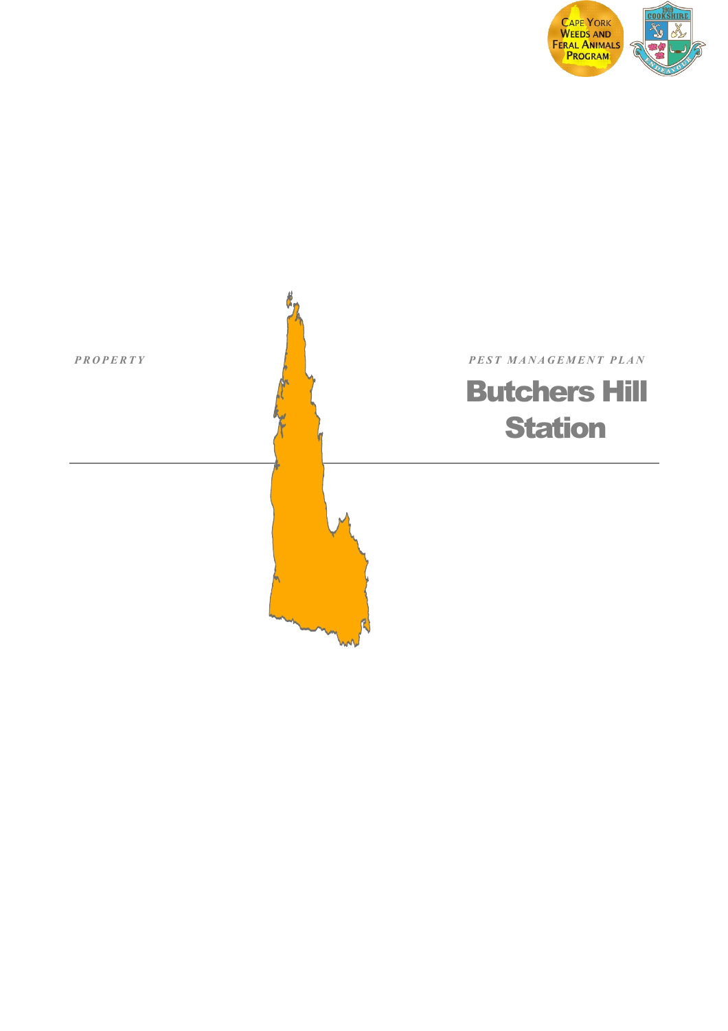*PROPERTY*

*PEST MANAGEMENT PLAN*

# Butchers Hill Station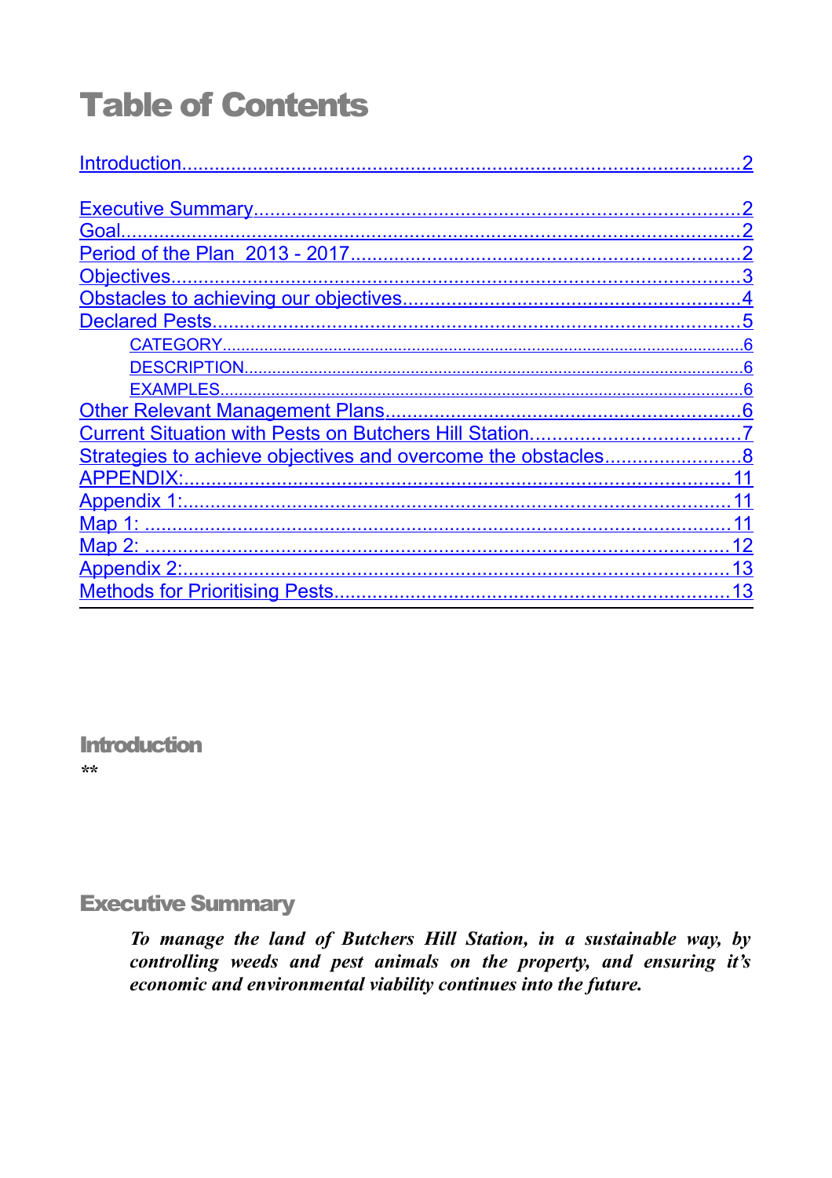# Table of Contents

- [Introduction ..... 2](#)
- [Executive Summary ..... 2](#)
- [Goal ..... 2](#)
- [Period of the Plan 2013 - 2017 ..... 2](#)
- [Objectives ..... 3](#)
- [Obstacles to achieving our objectives ..... 4](#)
- [Declared Pests ..... 5](#)
  - [CATEGORY ..... 6](#)
  - [DESCRIPTION ..... 6](#)
  - [EXAMPLES ..... 6](#)
- [Other Relevant Management Plans ..... 6](#)
- [Current Situation with Pests on Butchers Hill Station. ..... 7](#)
- [Strategies to achieve objectives and overcome the obstacles ..... 8](#)
- [APPENDIX: ..... 11](#)
- [Appendix 1: ..... 11](#)
- [Map 1: ..... 11](#)
- [Map 2: ..... 12](#)
- [Appendix 2: ..... 13](#)
- [Methods for Prioritising Pests ..... 13](#)

## Introduction

**

## Executive Summary

> ***To manage the land of Butchers Hill Station, in a sustainable way, by controlling weeds and pest animals on the property, and ensuring it's economic and environmental viability continues into the future.***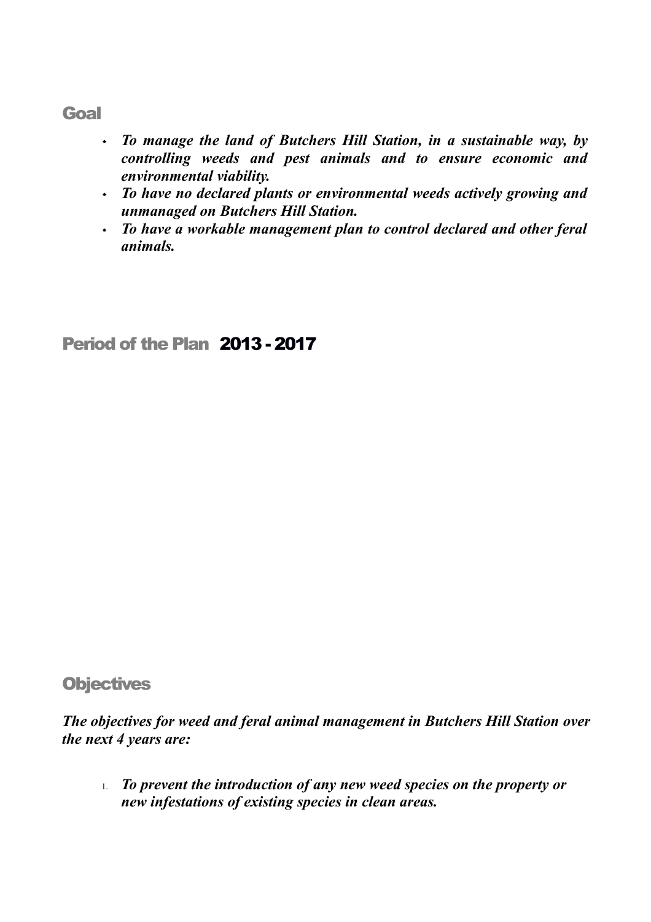## Goal

- ***To manage the land of Butchers Hill Station, in a sustainable way, by controlling weeds and pest animals and to ensure economic and environmental viability.***
- ***To have no declared plants or environmental weeds actively growing and unmanaged on Butchers Hill Station.***
- ***To have a workable management plan to control declared and other feral animals.***

## Period of the Plan 2013 - 2017

## Objectives

***The objectives for weed and feral animal management in Butchers Hill Station over the next 4 years are:***

1. ***To prevent the introduction of any new weed species on the property or new infestations of existing species in clean areas.***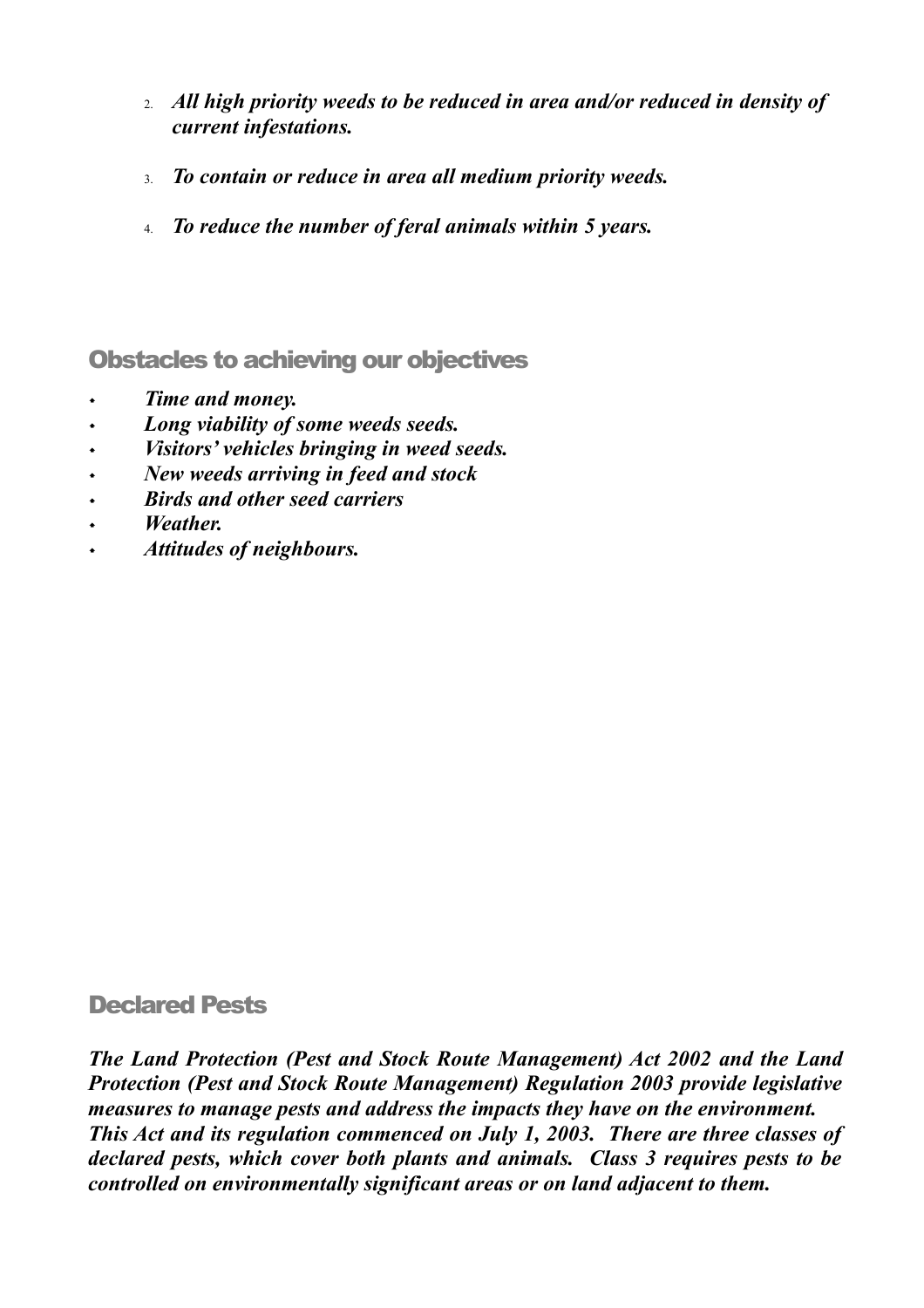2. ***All high priority weeds to be reduced in area and/or reduced in density of current infestations.***

3. ***To contain or reduce in area all medium priority weeds.***

4. ***To reduce the number of feral animals within 5 years.***

## Obstacles to achieving our objectives

- ***Time and money.***
- ***Long viability of some weeds seeds.***
- ***Visitors' vehicles bringing in weed seeds.***
- ***New weeds arriving in feed and stock***
- ***Birds and other seed carriers***
- ***Weather.***
- ***Attitudes of neighbours.***

## Declared Pests

***The Land Protection (Pest and Stock Route Management) Act 2002 and the Land Protection (Pest and Stock Route Management) Regulation 2003 provide legislative measures to manage pests and address the impacts they have on the environment. This Act and its regulation commenced on July 1, 2003. There are three classes of declared pests, which cover both plants and animals. Class 3 requires pests to be controlled on environmentally significant areas or on land adjacent to them.***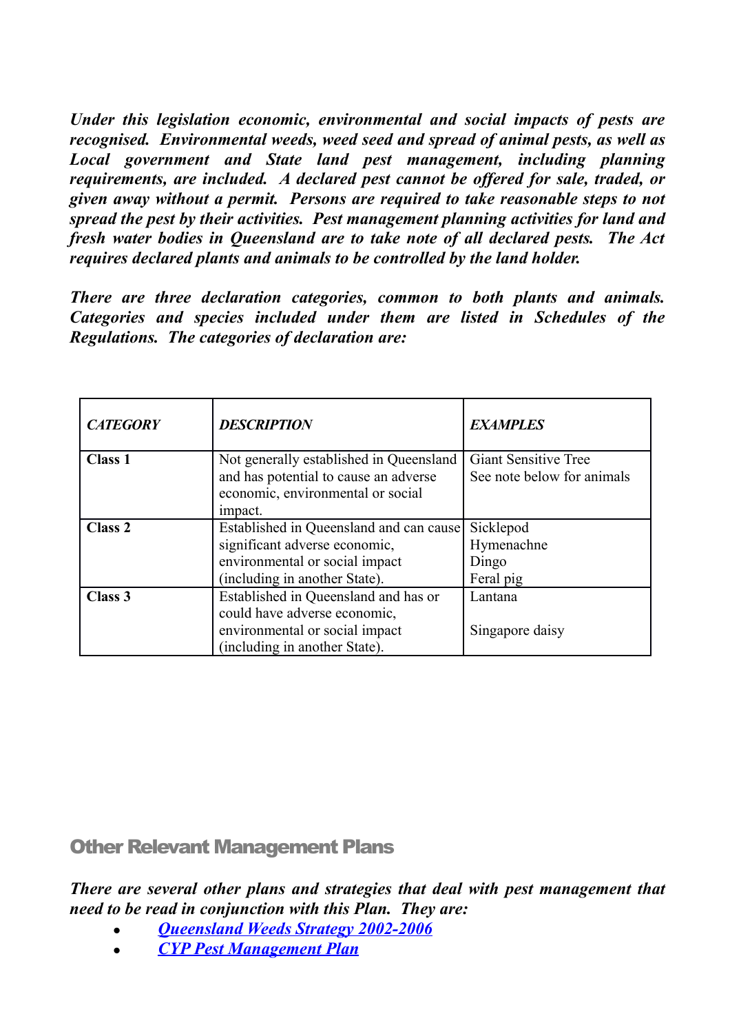***Under this legislation economic, environmental and social impacts of pests are recognised. Environmental weeds, weed seed and spread of animal pests, as well as Local government and State land pest management, including planning requirements, are included. A declared pest cannot be offered for sale, traded, or given away without a permit. Persons are required to take reasonable steps to not spread the pest by their activities. Pest management planning activities for land and fresh water bodies in Queensland are to take note of all declared pests. The Act requires declared plants and animals to be controlled by the land holder.***

***There are three declaration categories, common to both plants and animals. Categories and species included under them are listed in Schedules of the Regulations. The categories of declaration are:***

| ***CATEGORY*** | ***DESCRIPTION*** | ***EXAMPLES*** |
|---|---|---|
| **Class 1** | Not generally established in Queensland and has potential to cause an adverse economic, environmental or social impact. | Giant Sensitive Tree<br>See note below for animals |
| **Class 2** | Established in Queensland and can cause significant adverse economic, environmental or social impact (including in another State). | Sicklepod<br>Hymenachne<br>Dingo<br>Feral pig |
| **Class 3** | Established in Queensland and has or could have adverse economic, environmental or social impact (including in another State). | Lantana<br><br>Singapore daisy |

## Other Relevant Management Plans

***There are several other plans and strategies that deal with pest management that need to be read in conjunction with this Plan. They are:***

- ***[Queensland Weeds Strategy 2002-2006]()***
- ***[CYP Pest Management Plan]()***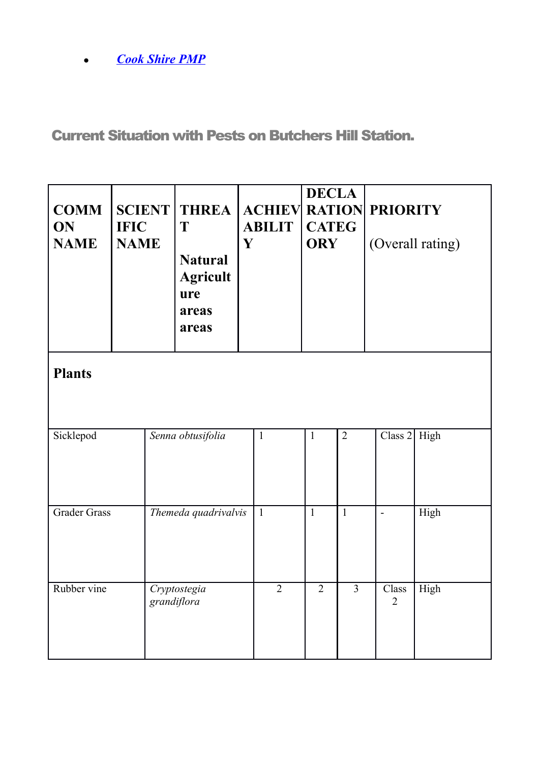- [Cook Shire PMP]()

## Current Situation with Pests on Butchers Hill Station.

| COMMON NAME | SCIENTIFIC NAME | THREAT | | ACHIEVABILITY | DECLARATION CATEGORY | PRIORITY (Overall rating) |
|---|---|---|---|---|---|---|
| | | Natural areas | Agriculture areas | | | |
| **Plants** | | | | | | |
| Sicklepod | *Senna obtusifolia* | 1 | 1 | 2 | Class 2 | High |
| Grader Grass | *Themeda quadrivalvis* | 1 | 1 | 1 | - | High |
| Rubber vine | *Cryptostegia grandiflora* | 2 | 2 | 3 | Class 2 | High |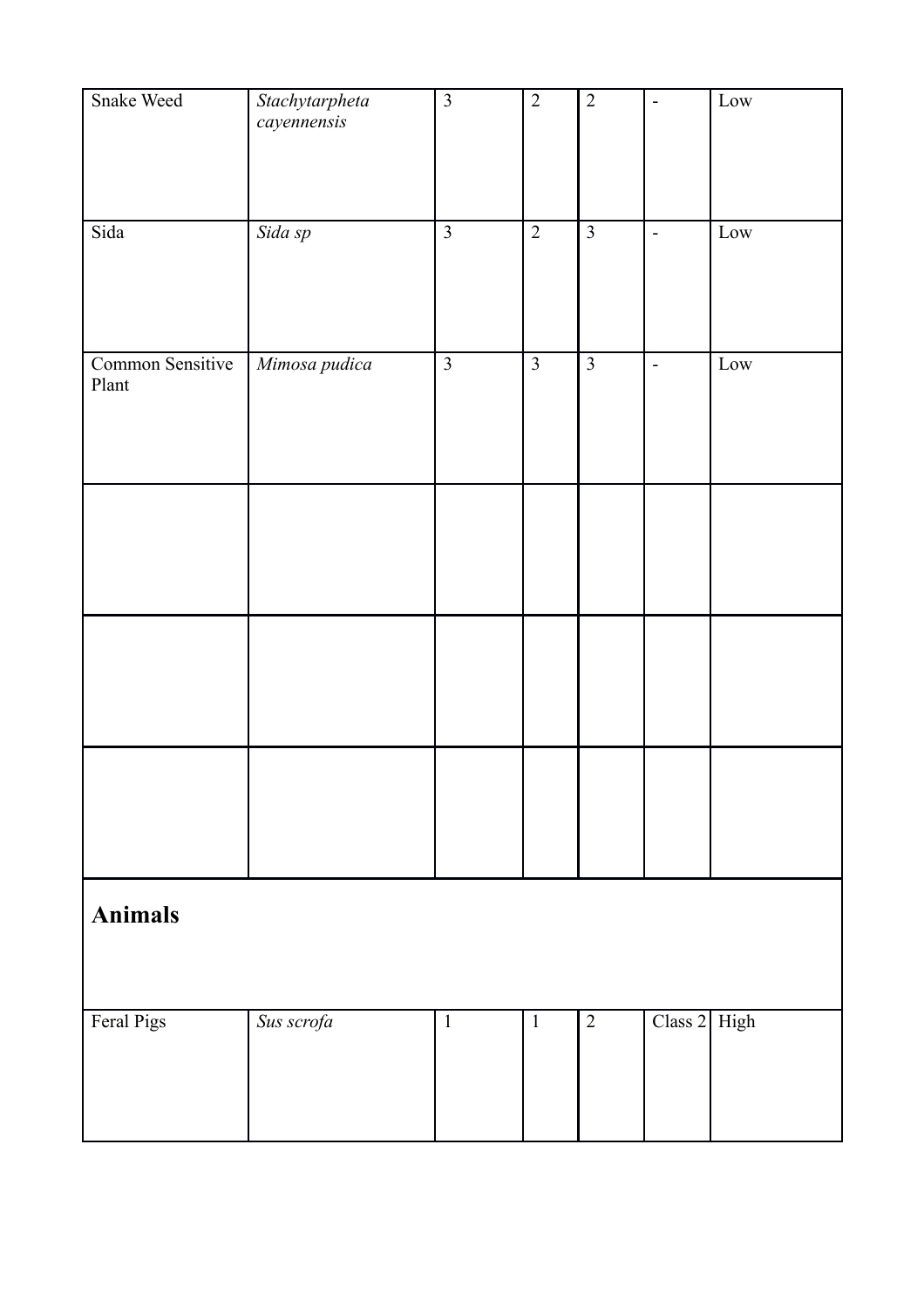| | | | | | | |
|---|---|---|---|---|---|---|
| Snake Weed | *Stachytarpheta cayennensis* | 3 | 2 | 2 | - | Low |
| Sida | *Sida sp* | 3 | 2 | 3 | - | Low |
| Common Sensitive Plant | *Mimosa pudica* | 3 | 3 | 3 | - | Low |
| | | | | | | |
| | | | | | | |
| | | | | | | |
| **Animals** | | | | | | |
| Feral Pigs | *Sus scrofa* | 1 | 1 | 2 | Class 2 | High |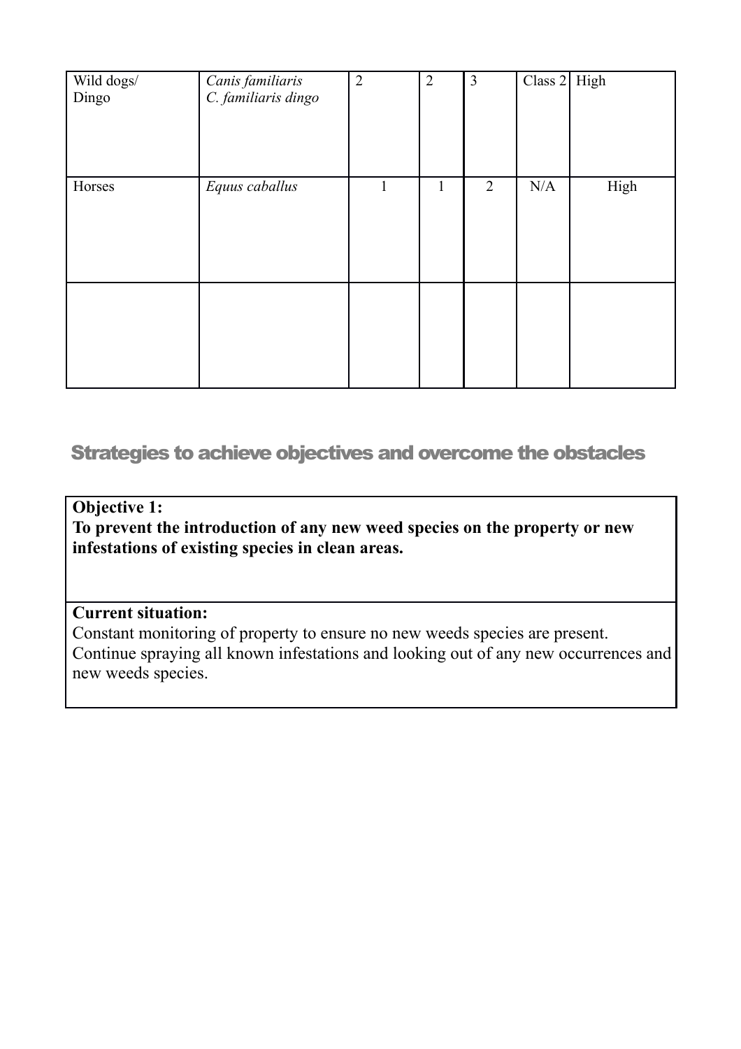| | | | | | | |
|---|---|---|---|---|---|---|
| Wild dogs/ Dingo | *Canis familiaris C. familiaris dingo* | 2 | 2 | 3 | Class 2 | High |
| Horses | *Equus caballus* | 1 | 1 | 2 | N/A | High |
| | | | | | | |

## Strategies to achieve objectives and overcome the obstacles

| **Objective 1:** <br> **To prevent the introduction of any new weed species on the property or new infestations of existing species in clean areas.** |
|---|
| **Current situation:** <br> Constant monitoring of property to ensure no new weeds species are present. Continue spraying all known infestations and looking out of any new occurrences and new weeds species. |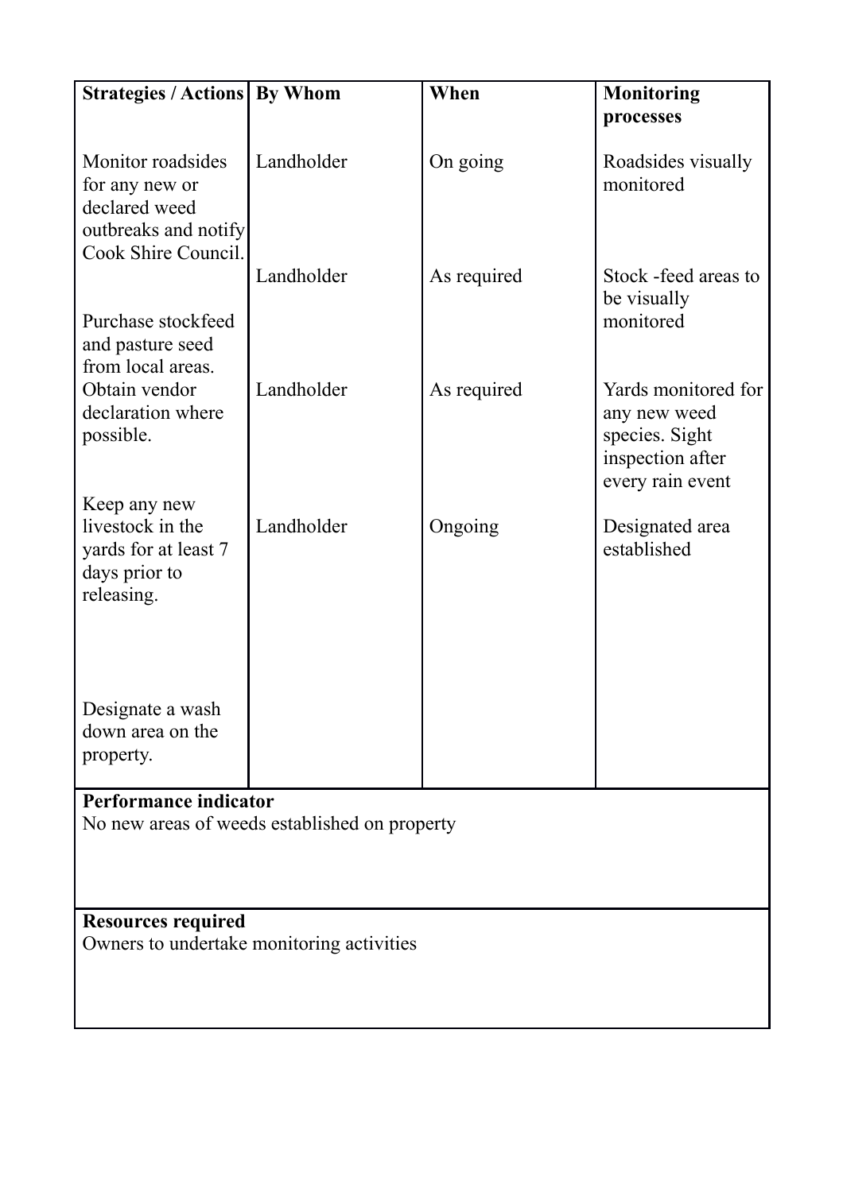| Strategies / Actions | By Whom | When | Monitoring processes |
|---|---|---|---|
| Monitor roadsides for any new or declared weed outbreaks and notify Cook Shire Council. | Landholder | On going | Roadsides visually monitored |
| Purchase stockfeed and pasture seed from local areas. | Landholder | As required | Stock -feed areas to be visually monitored |
| Obtain vendor declaration where possible. | Landholder | As required | Yards monitored for any new weed species. Sight inspection after every rain event |
| Keep any new livestock in the yards for at least 7 days prior to releasing. | Landholder | Ongoing | Designated area established |
| Designate a wash down area on the property. | | | |

**Performance indicator**
No new areas of weeds established on property

**Resources required**
Owners to undertake monitoring activities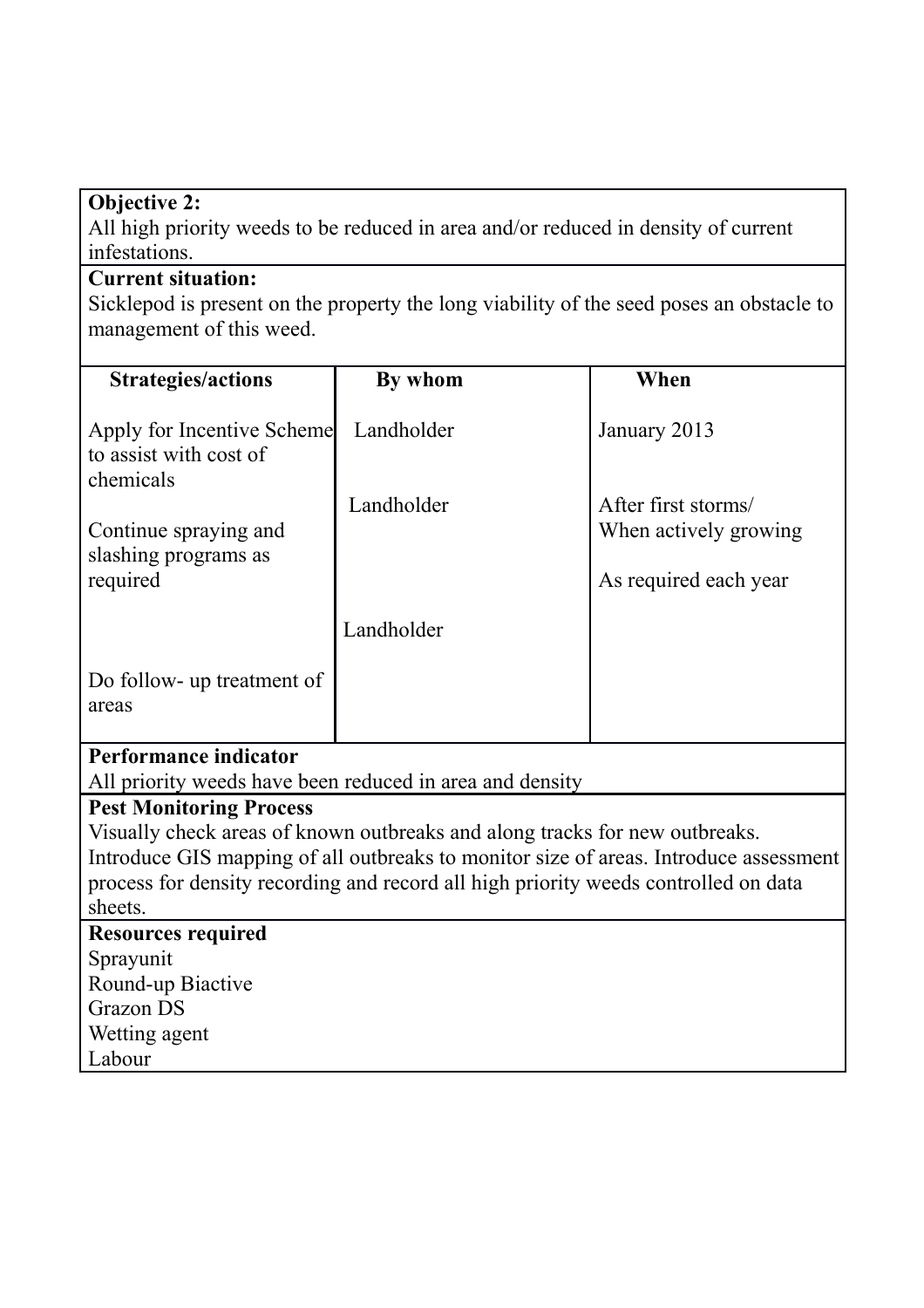**Objective 2:**
All high priority weeds to be reduced in area and/or reduced in density of current infestations.

**Current situation:**
Sicklepod is present on the property the long viability of the seed poses an obstacle to management of this weed.

| Strategies/actions | By whom | When |
|---|---|---|
| Apply for Incentive Scheme to assist with cost of chemicals | Landholder | January 2013 |
| Continue spraying and slashing programs as required | Landholder | After first storms/ When actively growing<br><br>As required each year |
| Do follow- up treatment of areas | Landholder | |

**Performance indicator**
All priority weeds have been reduced in area and density

**Pest Monitoring Process**
Visually check areas of known outbreaks and along tracks for new outbreaks. Introduce GIS mapping of all outbreaks to monitor size of areas. Introduce assessment process for density recording and record all high priority weeds controlled on data sheets.

**Resources required**
Sprayunit
Round-up Biactive
Grazon DS
Wetting agent
Labour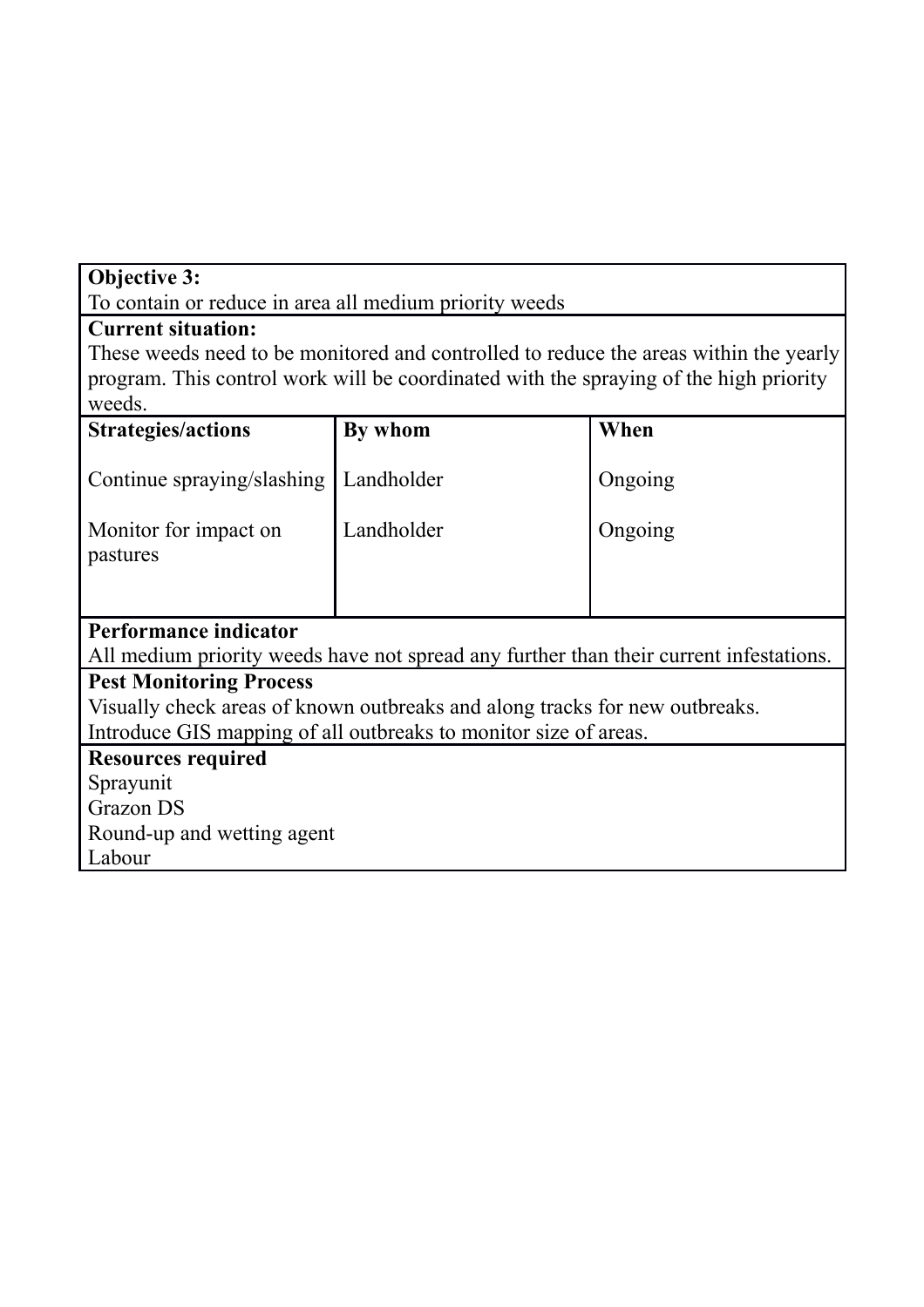**Objective 3:**
To contain or reduce in area all medium priority weeds

**Current situation:**
These weeds need to be monitored and controlled to reduce the areas within the yearly program. This control work will be coordinated with the spraying of the high priority weeds.

| Strategies/actions | By whom | When |
|---|---|---|
| Continue spraying/slashing | Landholder | Ongoing |
| Monitor for impact on pastures | Landholder | Ongoing |

**Performance indicator**
All medium priority weeds have not spread any further than their current infestations.

**Pest Monitoring Process**
Visually check areas of known outbreaks and along tracks for new outbreaks.
Introduce GIS mapping of all outbreaks to monitor size of areas.

**Resources required**
Sprayunit
Grazon DS
Round-up and wetting agent
Labour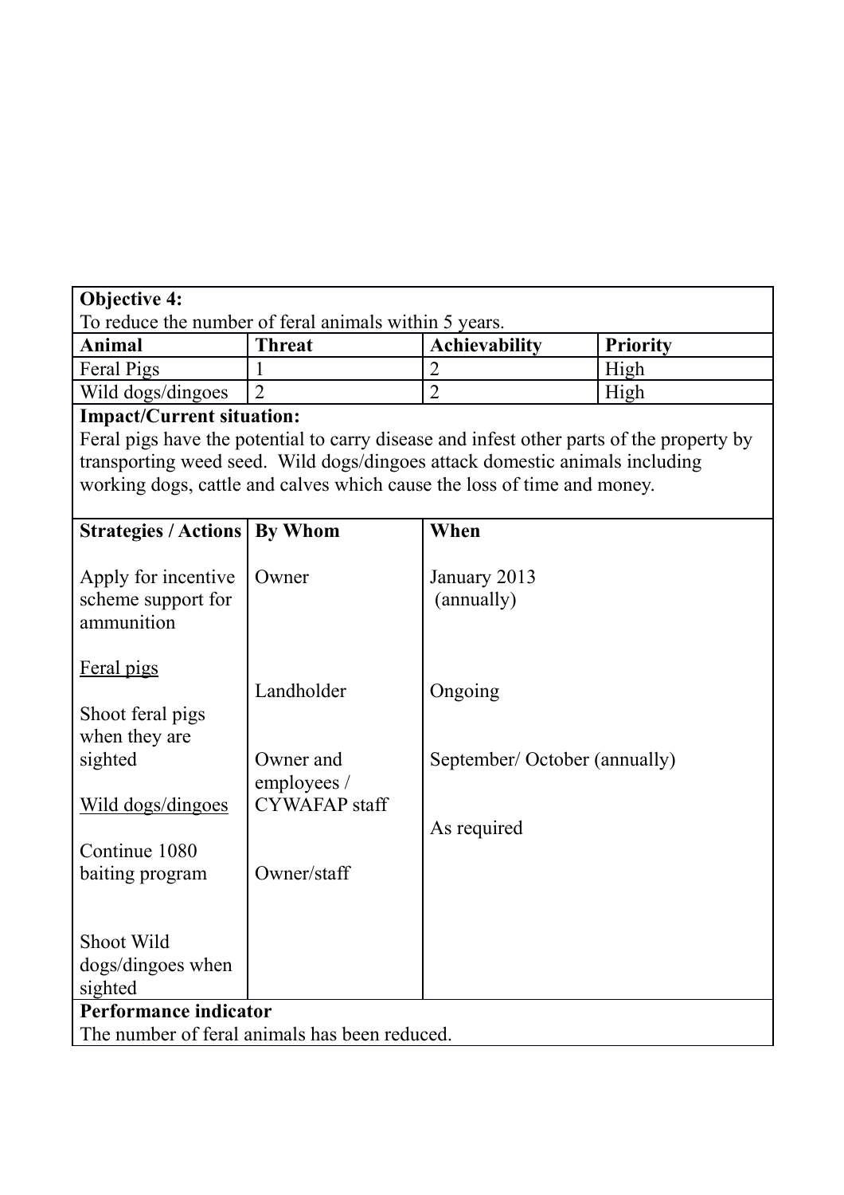| **Objective 4:** To reduce the number of feral animals within 5 years. | | | |
|---|---|---|---|
| **Animal** | **Threat** | **Achievability** | **Priority** |
| Feral Pigs | 1 | 2 | High |
| Wild dogs/dingoes | 2 | 2 | High |

**Impact/Current situation:**

Feral pigs have the potential to carry disease and infest other parts of the property by transporting weed seed. Wild dogs/dingoes attack domestic animals including working dogs, cattle and calves which cause the loss of time and money.

| **Strategies / Actions** | **By Whom** | **When** |
|---|---|---|
| Apply for incentive scheme support for ammunition | Owner | January 2013 (annually) |
| Feral pigs | | |
| Shoot feral pigs when they are sighted | Landholder | Ongoing |
| Wild dogs/dingoes | | |
| Continue 1080 baiting program | Owner and employees / CYWAFAP staff | September/ October (annually) |
| Shoot Wild dogs/dingoes when sighted | Owner/staff | As required |

**Performance indicator**

The number of feral animals has been reduced.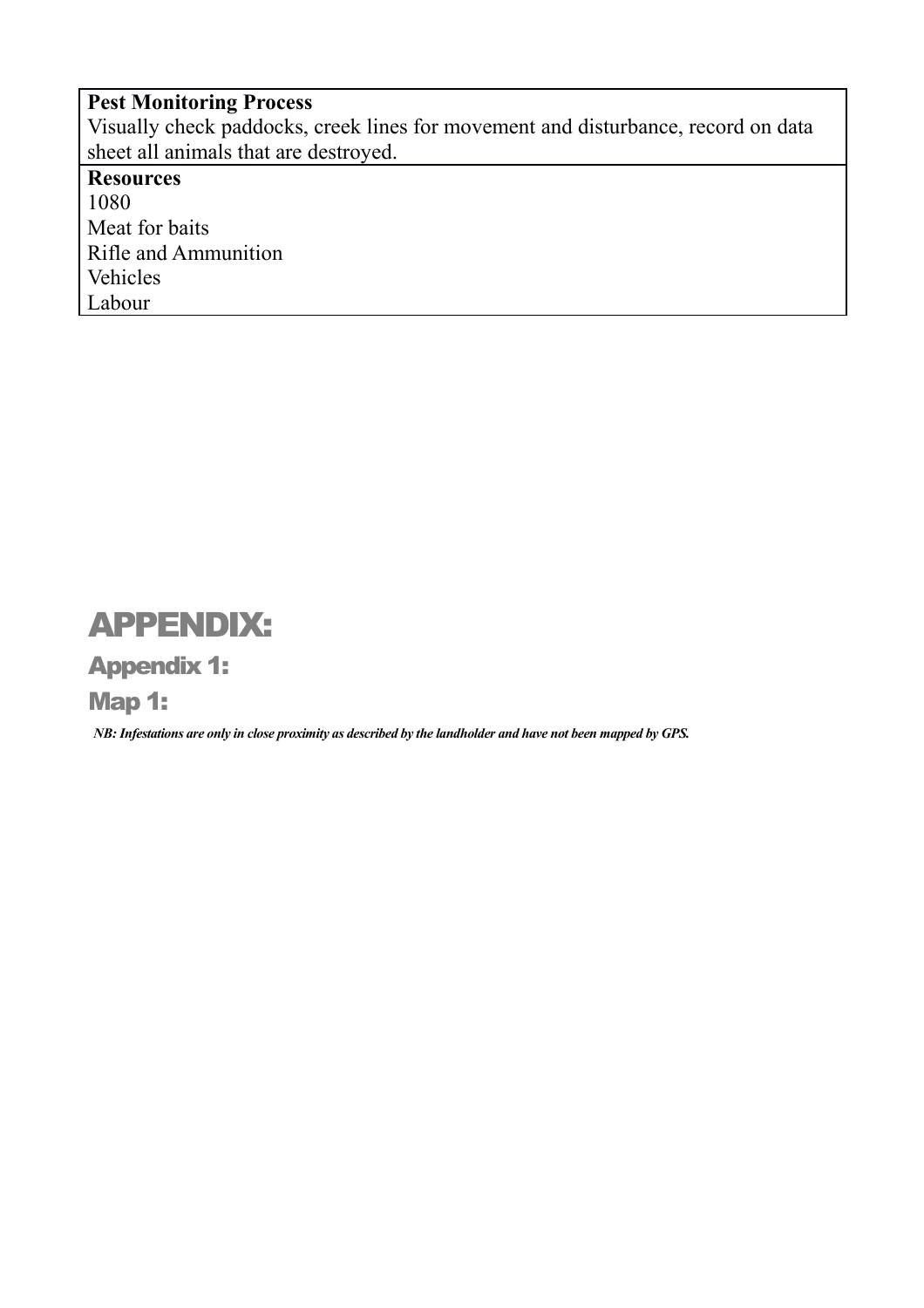| **Pest Monitoring Process** |
| --- |
| Visually check paddocks, creek lines for movement and disturbance, record on data sheet all animals that are destroyed. |
| **Resources** |
| 1080<br>Meat for baits<br>Rifle and Ammunition<br>Vehicles<br>Labour |

# APPENDIX:

## Appendix 1:

## Map 1:

***NB: Infestations are only in close proximity as described by the landholder and have not been mapped by GPS.***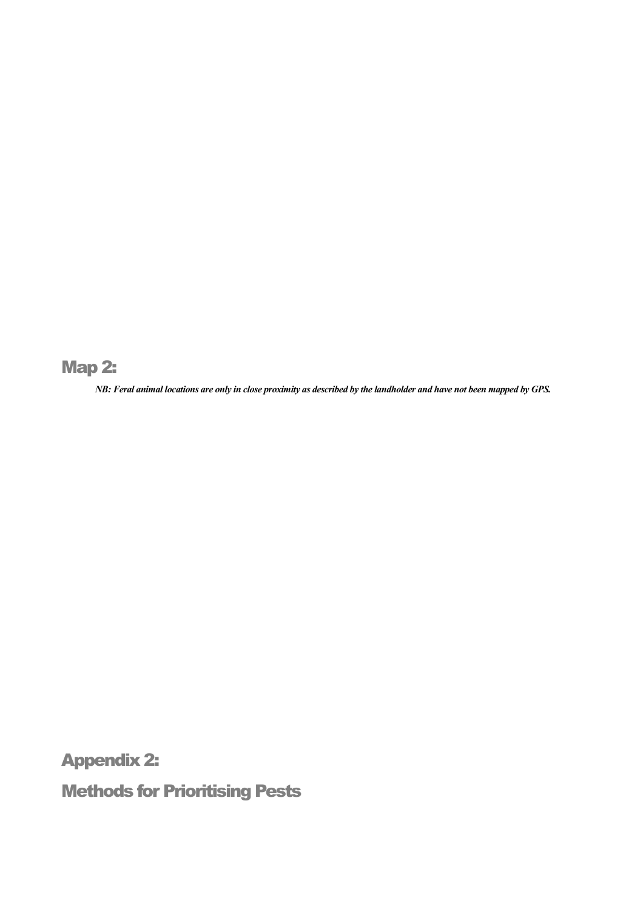## Map 2:

***NB: Feral animal locations are only in close proximity as described by the landholder and have not been mapped by GPS.***

# Appendix 2:

# Methods for Prioritising Pests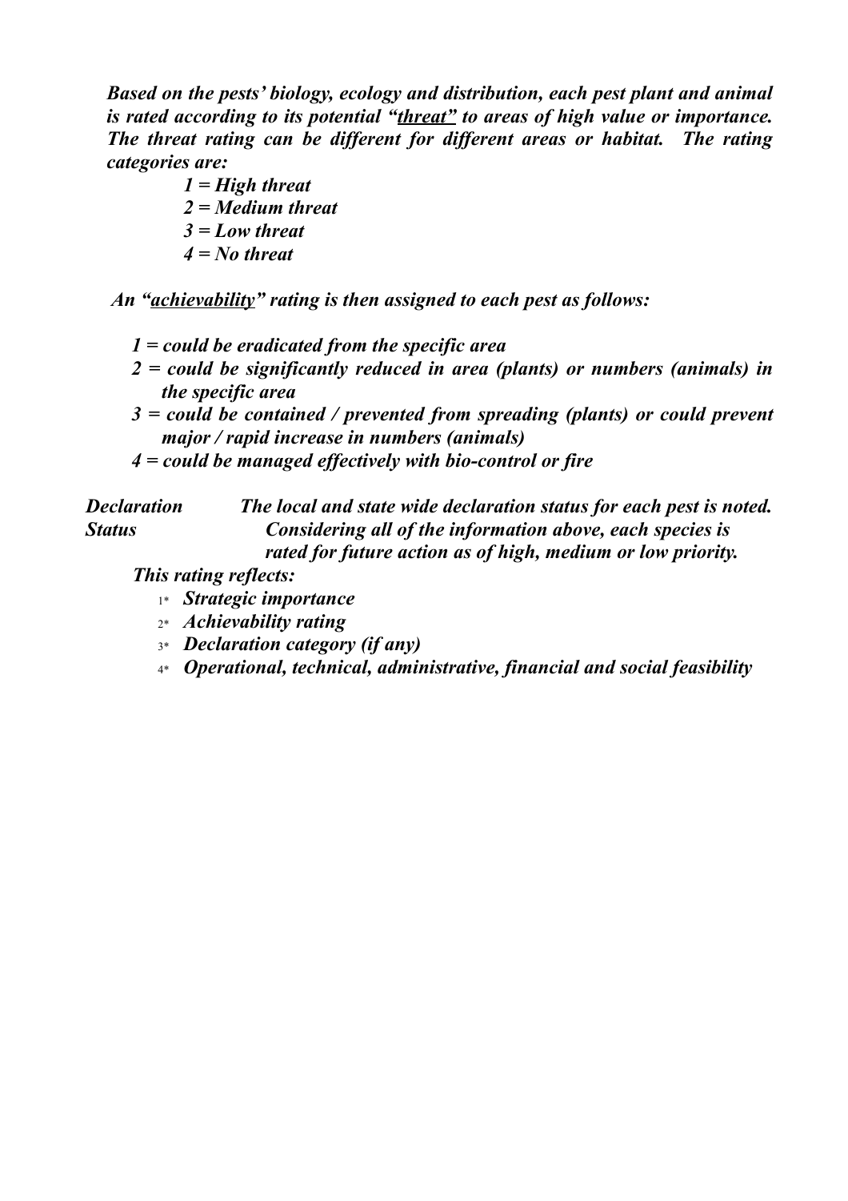***Based on the pests' biology, ecology and distribution, each pest plant and animal is rated according to its potential "<u>threat</u>" to areas of high value or importance. The threat rating can be different for different areas or habitat. The rating categories are:***

***1 = High threat***
***2 = Medium threat***
***3 = Low threat***
***4 = No threat***

***An "<u>achievability</u>" rating is then assigned to each pest as follows:***

***1 = could be eradicated from the specific area***
***2 = could be significantly reduced in area (plants) or numbers (animals) in the specific area***
***3 = could be contained / prevented from spreading (plants) or could prevent major / rapid increase in numbers (animals)***
***4 = could be managed effectively with bio-control or fire***

***Declaration Status*** ***The local and state wide declaration status for each pest is noted. Considering all of the information above, each species is rated for future action as of high, medium or low priority.***

***This rating reflects:***

1* ***Strategic importance***
2* ***Achievability rating***
3* ***Declaration category (if any)***
4* ***Operational, technical, administrative, financial and social feasibility***